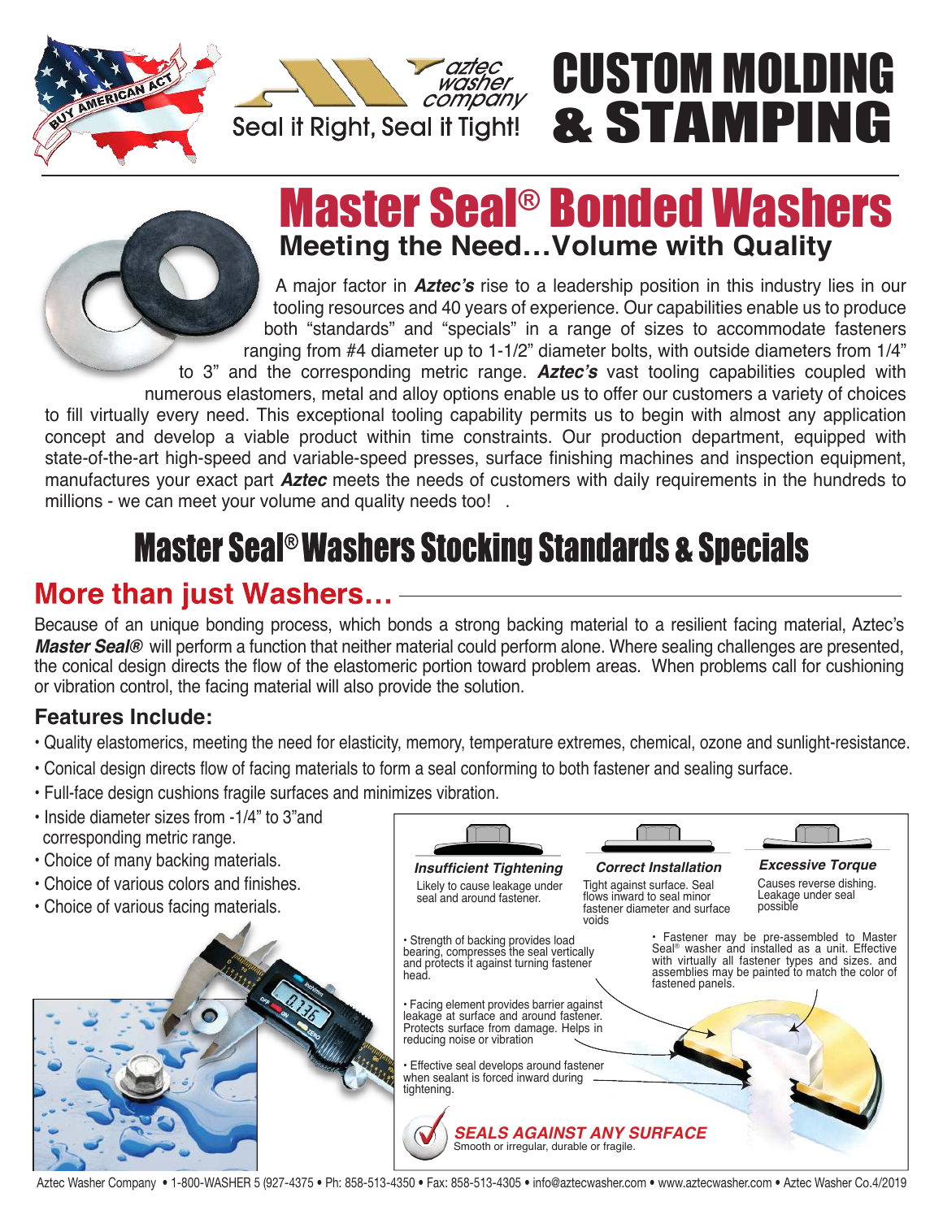Seal it Right, Seal it Tight!

# CUSTOM MOLDING & STAMPING

# Master Seal® Bonded Washers

## Meeting the Need…Volume with Quality

A major factor in ***Aztec's*** rise to a leadership position in this industry lies in our tooling resources and 40 years of experience. Our capabilities enable us to produce both "standards" and "specials" in a range of sizes to accommodate fasteners ranging from #4 diameter up to 1-1/2" diameter bolts, with outside diameters from 1/4" to 3" and the corresponding metric range. ***Aztec's*** vast tooling capabilities coupled with numerous elastomers, metal and alloy options enable us to offer our customers a variety of choices to fill virtually every need. This exceptional tooling capability permits us to begin with almost any application concept and develop a viable product within time constraints. Our production department, equipped with state-of-the-art high-speed and variable-speed presses, surface finishing machines and inspection equipment, manufactures your exact part ***Aztec*** meets the needs of customers with daily requirements in the hundreds to millions - we can meet your volume and quality needs too! .

# Master Seal® Washers Stocking Standards & Specials

## More than just Washers…

Because of an unique bonding process, which bonds a strong backing material to a resilient facing material, Aztec's ***Master Seal®*** will perform a function that neither material could perform alone. Where sealing challenges are presented, the conical design directs the flow of the elastomeric portion toward problem areas. When problems call for cushioning or vibration control, the facing material will also provide the solution.

### Features Include:

- Quality elastomerics, meeting the need for elasticity, memory, temperature extremes, chemical, ozone and sunlight-resistance.
- Conical design directs flow of facing materials to form a seal conforming to both fastener and sealing surface.
- Full-face design cushions fragile surfaces and minimizes vibration.
- Inside diameter sizes from -1/4" to 3"and corresponding metric range.
- Choice of many backing materials.
- Choice of various colors and finishes.
- Choice of various facing materials.

***Insufficient Tightening***
Likely to cause leakage under seal and around fastener.

***Correct Installation***
Tight against surface. Seal flows inward to seal minor fastener diameter and surface voids

***Excessive Torque***
Causes reverse dishing. Leakage under seal possible

- Strength of backing provides load bearing, compresses the seal vertically and protects it against turning fastener head.
- Facing element provides barrier against leakage at surface and around fastener. Protects surface from damage. Helps in reducing noise or vibration
- Effective seal develops around fastener when sealant is forced inward during tightening.
- Fastener may be pre-assembled to Master Seal® washer and installed as a unit. Effective with virtually all fastener types and sizes. and assemblies may be painted to match the color of fastened panels.

***SEALS AGAINST ANY SURFACE***
Smooth or irregular, durable or fragile.

Aztec Washer Company • 1-800-WASHER 5 (927-4375 • Ph: 858-513-4350 • Fax: 858-513-4305 • info@aztecwasher.com • www.aztecwasher.com • Aztec Washer Co.4/2019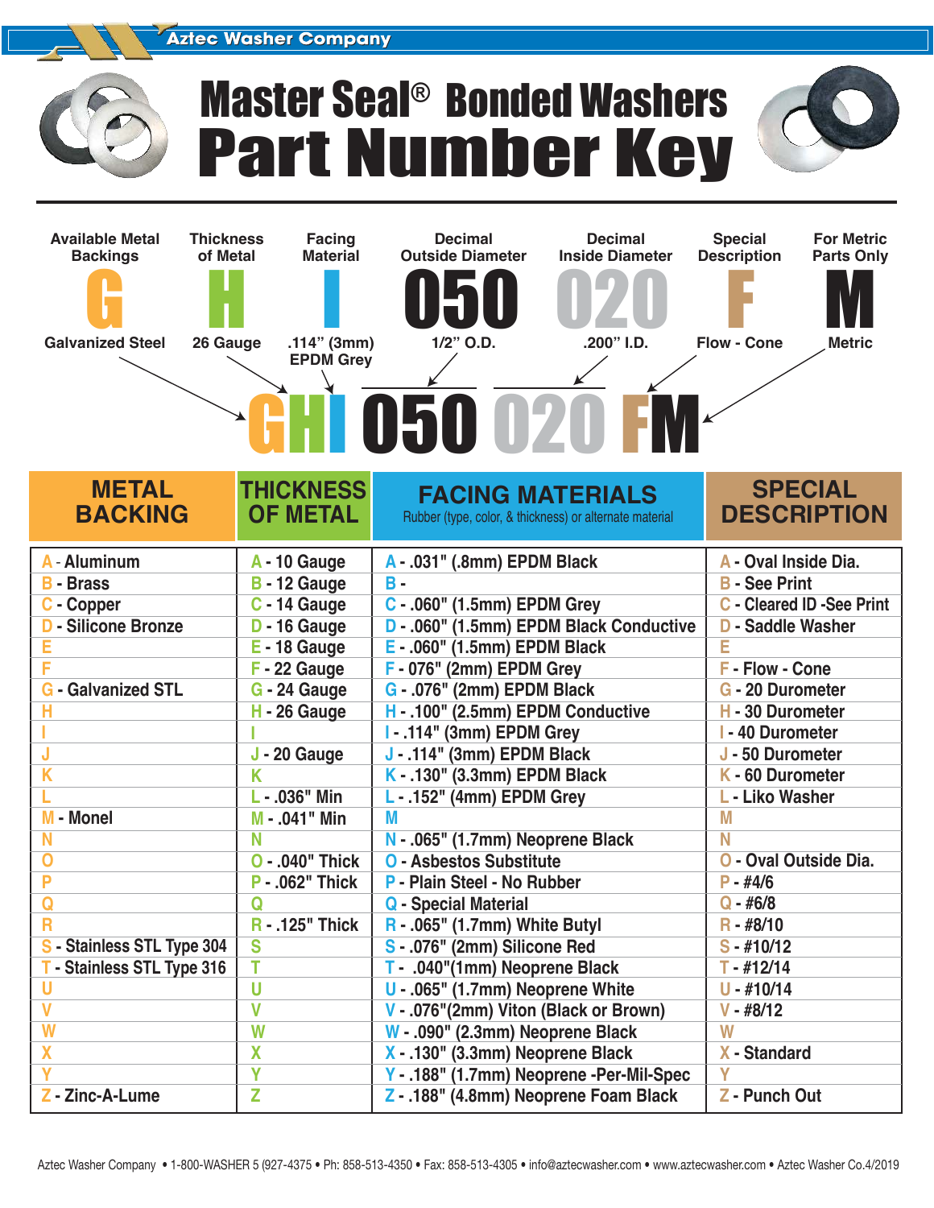Aztec Washer Company

# Master Seal® Bonded Washers
# Part Number Key

| Available Metal Backings | Thickness of Metal | Facing Material | Decimal Outside Diameter | Decimal Inside Diameter | Special Description | For Metric Parts Only |
|---|---|---|---|---|---|---|
| G | H | I | 050 | 020 | F | M |
| Galvanized Steel | 26 Gauge | .114" (3mm) EPDM Grey | 1/2" O.D. | .200" I.D. | Flow - Cone | Metric |

**GHI 050 020 FM**

| METAL BACKING | THICKNESS OF METAL | FACING MATERIALS<br>Rubber (type, color, & thickness) or alternate material | SPECIAL DESCRIPTION |
|---|---|---|---|
| A - Aluminum | A - 10 Gauge | A - .031" (.8mm) EPDM Black | A - Oval Inside Dia. |
| B - Brass | B - 12 Gauge | B - | B - See Print |
| C - Copper | C - 14 Gauge | C - .060" (1.5mm) EPDM Grey | C - Cleared ID -See Print |
| D - Silicone Bronze | D - 16 Gauge | D - .060" (1.5mm) EPDM Black Conductive | D - Saddle Washer |
| E | E - 18 Gauge | E - .060" (1.5mm) EPDM Black | E |
| F | F - 22 Gauge | F - 076" (2mm) EPDM Grey | F - Flow - Cone |
| G - Galvanized STL | G - 24 Gauge | G - .076" (2mm) EPDM Black | G - 20 Durometer |
| H | H - 26 Gauge | H - .100" (2.5mm) EPDM Conductive | H - 30 Durometer |
| I | I | I - .114" (3mm) EPDM Grey | I - 40 Durometer |
| J | J - 20 Gauge | J - .114" (3mm) EPDM Black | J - 50 Durometer |
| K | K | K - .130" (3.3mm) EPDM Black | K - 60 Durometer |
| L | L - .036" Min | L - .152" (4mm) EPDM Grey | L - Liko Washer |
| M - Monel | M - .041" Min | M | M |
| N | N | N - .065" (1.7mm) Neoprene Black | N |
| O | O - .040" Thick | O - Asbestos Substitute | O - Oval Outside Dia. |
| P | P - .062" Thick | P - Plain Steel - No Rubber | P - #4/6 |
| Q | Q | Q - Special Material | Q - #6/8 |
| R | R - .125" Thick | R - .065" (1.7mm) White Butyl | R - #8/10 |
| S - Stainless STL Type 304 | S | S - .076" (2mm) Silicone Red | S - #10/12 |
| T - Stainless STL Type 316 | T | T - .040"(1mm) Neoprene Black | T - #12/14 |
| U | U | U - .065" (1.7mm) Neoprene White | U - #10/14 |
| V | V | V - .076"(2mm) Viton (Black or Brown) | V - #8/12 |
| W | W | W - .090" (2.3mm) Neoprene Black | W |
| X | X | X - .130" (3.3mm) Neoprene Black | X - Standard |
| Y | Y | Y - .188" (1.7mm) Neoprene -Per-Mil-Spec | Y |
| Z - Zinc-A-Lume | Z | Z - .188" (4.8mm) Neoprene Foam Black | Z - Punch Out |

Aztec Washer Company • 1-800-WASHER 5 (927-4375 • Ph: 858-513-4350 • Fax: 858-513-4305 • info@aztecwasher.com • www.aztecwasher.com • Aztec Washer Co.4/2019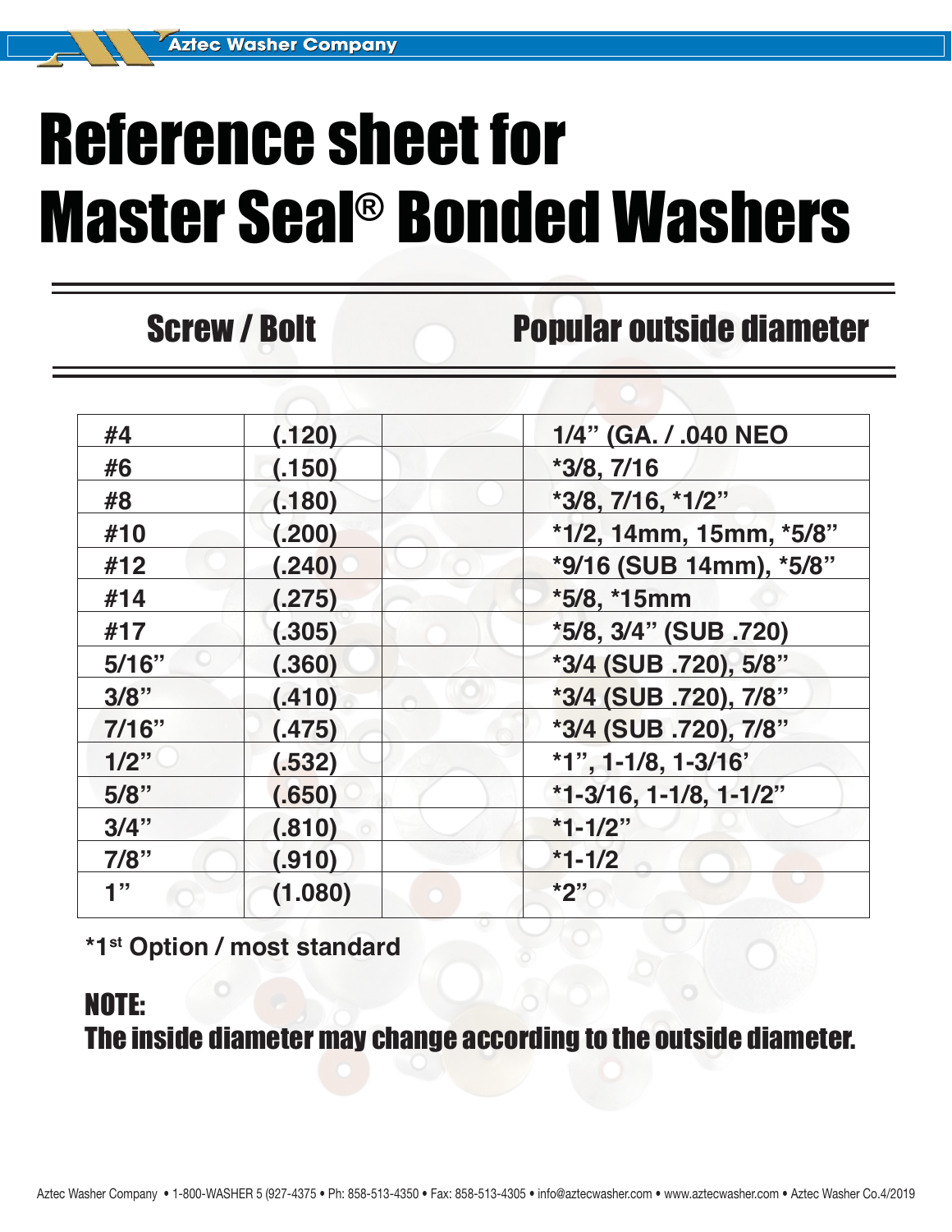# Reference sheet for Master Seal® Bonded Washers

| Screw / Bolt | | | Popular outside diameter |
|---|---|---|---|
| #4 | (.120) | | 1/4" (GA. / .040 NEO |
| #6 | (.150) | | *3/8, 7/16 |
| #8 | (.180) | | *3/8, 7/16, *1/2" |
| #10 | (.200) | | *1/2, 14mm, 15mm, *5/8" |
| #12 | (.240) | | *9/16 (SUB 14mm), *5/8" |
| #14 | (.275) | | *5/8, *15mm |
| #17 | (.305) | | *5/8, 3/4" (SUB .720) |
| 5/16" | (.360) | | *3/4 (SUB .720), 5/8" |
| 3/8" | (.410) | | *3/4 (SUB .720), 7/8" |
| 7/16" | (.475) | | *3/4 (SUB .720), 7/8" |
| 1/2" | (.532) | | *1", 1-1/8, 1-3/16' |
| 5/8" | (.650) | | *1-3/16, 1-1/8, 1-1/2" |
| 3/4" | (.810) | | *1-1/2" |
| 7/8" | (.910) | | *1-1/2 |
| 1" | (1.080) | | *2" |

**\*1st Option / most standard**

**NOTE:**
**The inside diameter may change according to the outside diameter.**

Aztec Washer Company • 1-800-WASHER 5 (927-4375 • Ph: 858-513-4350 • Fax: 858-513-4305 • info@aztecwasher.com • www.aztecwasher.com • Aztec Washer Co.4/2019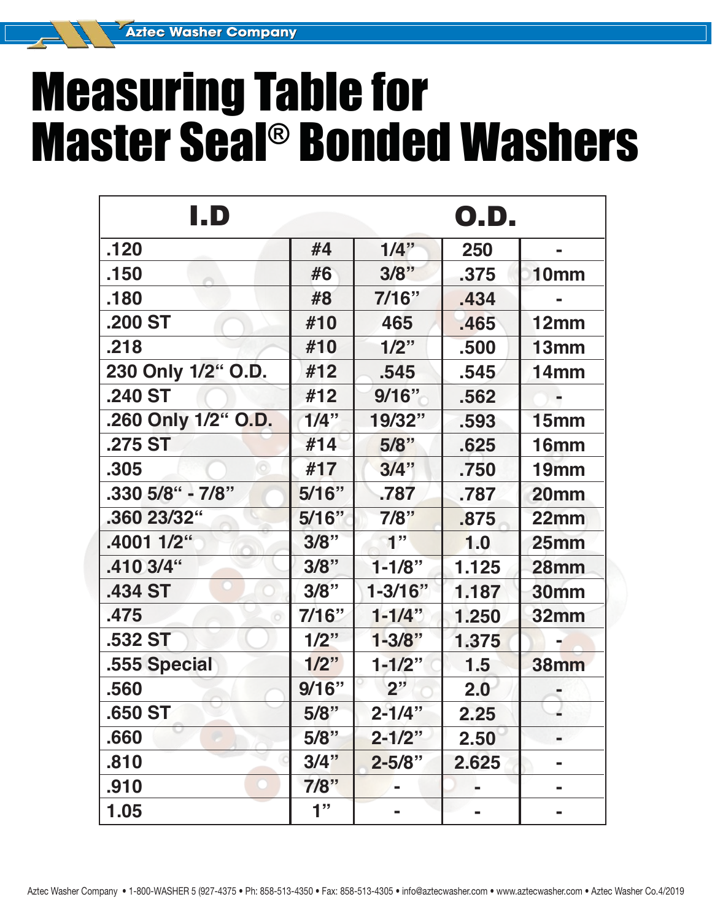# Measuring Table for Master Seal® Bonded Washers

| I.D | | O.D. | | |
|---|---|---|---|---|
| .120 | #4 | 1/4" | 250 | - |
| .150 | #6 | 3/8" | .375 | 10mm |
| .180 | #8 | 7/16" | .434 | - |
| .200 ST | #10 | 465 | .465 | 12mm |
| .218 | #10 | 1/2" | .500 | 13mm |
| 230 Only 1/2" O.D. | #12 | .545 | .545 | 14mm |
| .240 ST | #12 | 9/16" | .562 | - |
| .260 Only 1/2" O.D. | 1/4" | 19/32" | .593 | 15mm |
| .275 ST | #14 | 5/8" | .625 | 16mm |
| .305 | #17 | 3/4" | .750 | 19mm |
| .330 5/8" - 7/8" | 5/16" | .787 | .787 | 20mm |
| .360 23/32" | 5/16" | 7/8" | .875 | 22mm |
| .4001 1/2" | 3/8" | 1" | 1.0 | 25mm |
| .410 3/4" | 3/8" | 1-1/8" | 1.125 | 28mm |
| .434 ST | 3/8" | 1-3/16" | 1.187 | 30mm |
| .475 | 7/16" | 1-1/4" | 1.250 | 32mm |
| .532 ST | 1/2" | 1-3/8" | 1.375 | - |
| .555 Special | 1/2" | 1-1/2" | 1.5 | 38mm |
| .560 | 9/16" | 2" | 2.0 | - |
| .650 ST | 5/8" | 2-1/4" | 2.25 | - |
| .660 | 5/8" | 2-1/2" | 2.50 | - |
| .810 | 3/4" | 2-5/8" | 2.625 | - |
| .910 | 7/8" | - | - | - |
| 1.05 | 1" | - | - | - |

Aztec Washer Company • 1-800-WASHER 5 (927-4375 • Ph: 858-513-4350 • Fax: 858-513-4305 • info@aztecwasher.com • www.aztecwasher.com • Aztec Washer Co.4/2019